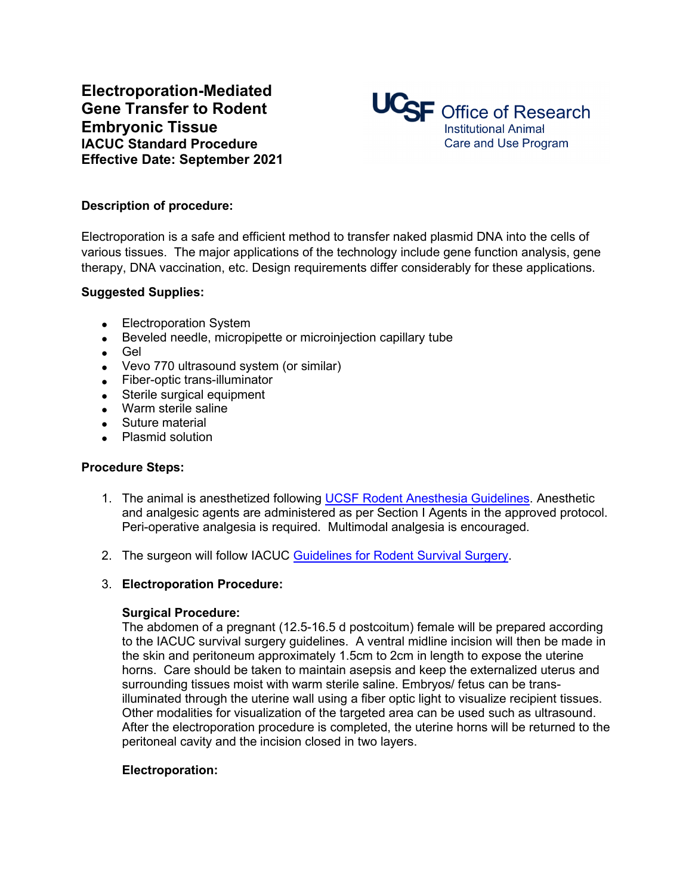# Electroporation-Mediated Gene Transfer to Rodent Embryonic Tissue

**IACUC Standard Procedure**
**Effective Date: September 2021**

UCSF Office of Research
Institutional Animal Care and Use Program

**Description of procedure:**

Electroporation is a safe and efficient method to transfer naked plasmid DNA into the cells of various tissues. The major applications of the technology include gene function analysis, gene therapy, DNA vaccination, etc. Design requirements differ considerably for these applications.

**Suggested Supplies:**

- Electroporation System
- Beveled needle, micropipette or microinjection capillary tube
- Gel
- Vevo 770 ultrasound system (or similar)
- Fiber-optic trans-illuminator
- Sterile surgical equipment
- Warm sterile saline
- Suture material
- Plasmid solution

**Procedure Steps:**

1. The animal is anesthetized following UCSF Rodent Anesthesia Guidelines. Anesthetic and analgesic agents are administered as per Section I Agents in the approved protocol. Peri-operative analgesia is required. Multimodal analgesia is encouraged.

2. The surgeon will follow IACUC Guidelines for Rodent Survival Surgery.

3. **Electroporation Procedure:**

   **Surgical Procedure:**
   The abdomen of a pregnant (12.5-16.5 d postcoitum) female will be prepared according to the IACUC survival surgery guidelines. A ventral midline incision will then be made in the skin and peritoneum approximately 1.5cm to 2cm in length to expose the uterine horns. Care should be taken to maintain asepsis and keep the externalized uterus and surrounding tissues moist with warm sterile saline. Embryos/ fetus can be trans-illuminated through the uterine wall using a fiber optic light to visualize recipient tissues. Other modalities for visualization of the targeted area can be used such as ultrasound. After the electroporation procedure is completed, the uterine horns will be returned to the peritoneal cavity and the incision closed in two layers.

   **Electroporation:**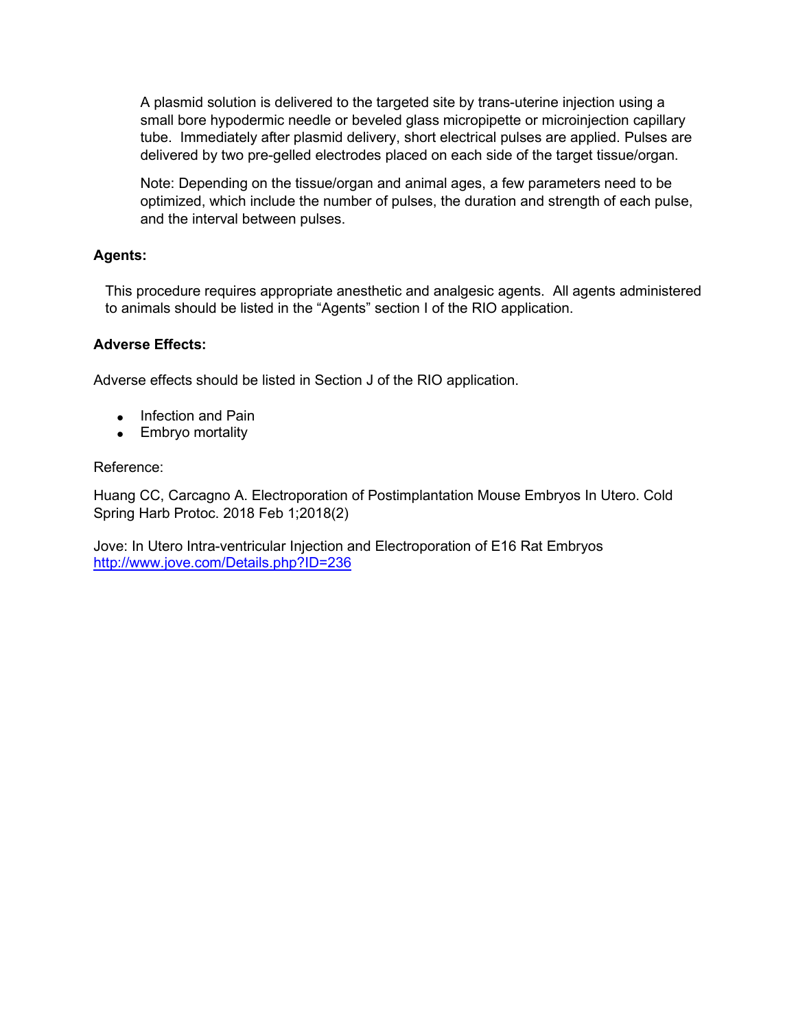A plasmid solution is delivered to the targeted site by trans-uterine injection using a small bore hypodermic needle or beveled glass micropipette or microinjection capillary tube. Immediately after plasmid delivery, short electrical pulses are applied. Pulses are delivered by two pre-gelled electrodes placed on each side of the target tissue/organ.

Note: Depending on the tissue/organ and animal ages, a few parameters need to be optimized, which include the number of pulses, the duration and strength of each pulse, and the interval between pulses.

**Agents:**

This procedure requires appropriate anesthetic and analgesic agents. All agents administered to animals should be listed in the “Agents” section I of the RIO application.

**Adverse Effects:**

Adverse effects should be listed in Section J of the RIO application.

- Infection and Pain
- Embryo mortality

Reference:

Huang CC, Carcagno A. Electroporation of Postimplantation Mouse Embryos In Utero. Cold Spring Harb Protoc. 2018 Feb 1;2018(2)

Jove: In Utero Intra-ventricular Injection and Electroporation of E16 Rat Embryos
[http://www.jove.com/Details.php?ID=236](http://www.jove.com/Details.php?ID=236)